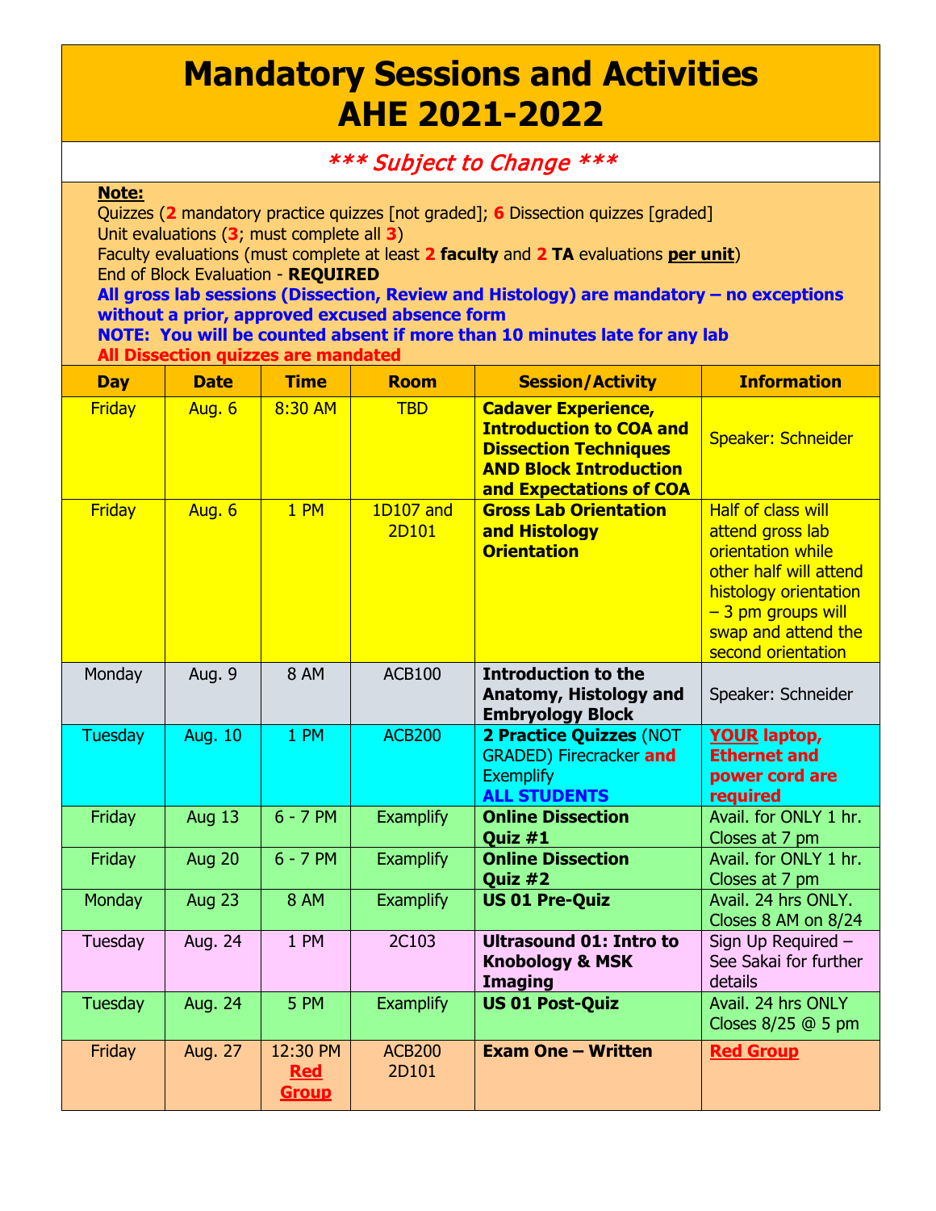# Mandatory Sessions and Activities
# AHE 2021-2022

*\*\*\* Subject to Change \*\*\**

**Note:**

Quizzes (**2** mandatory practice quizzes [not graded]; **6** Dissection quizzes [graded]
Unit evaluations (**3**; must complete all **3**)
Faculty evaluations (must complete at least **2 faculty** and **2 TA** evaluations **per unit**)
End of Block Evaluation - **REQUIRED**
**All gross lab sessions (Dissection, Review and Histology) are mandatory – no exceptions without a prior, approved excused absence form**
**NOTE: You will be counted absent if more than 10 minutes late for any lab**
**All Dissection quizzes are mandated**

| Day | Date | Time | Room | Session/Activity | Information |
|---|---|---|---|---|---|
| Friday | Aug. 6 | 8:30 AM | TBD | **Cadaver Experience, Introduction to COA and Dissection Techniques AND Block Introduction and Expectations of COA** | Speaker: Schneider |
| Friday | Aug. 6 | 1 PM | 1D107 and 2D101 | **Gross Lab Orientation and Histology Orientation** | Half of class will attend gross lab orientation while other half will attend histology orientation – 3 pm groups will swap and attend the second orientation |
| Monday | Aug. 9 | 8 AM | ACB100 | **Introduction to the Anatomy, Histology and Embryology Block** | Speaker: Schneider |
| Tuesday | Aug. 10 | 1 PM | ACB200 | **2 Practice Quizzes** (NOT GRADED) Firecracker **and** Exemplify **ALL STUDENTS** | **YOUR laptop, Ethernet and power cord are required** |
| Friday | Aug 13 | 6 - 7 PM | Examplify | **Online Dissection Quiz #1** | Avail. for ONLY 1 hr. Closes at 7 pm |
| Friday | Aug 20 | 6 - 7 PM | Examplify | **Online Dissection Quiz #2** | Avail. for ONLY 1 hr. Closes at 7 pm |
| Monday | Aug 23 | 8 AM | Examplify | **US 01 Pre-Quiz** | Avail. 24 hrs ONLY. Closes 8 AM on 8/24 |
| Tuesday | Aug. 24 | 1 PM | 2C103 | **Ultrasound 01: Intro to Knobology & MSK Imaging** | Sign Up Required – See Sakai for further details |
| Tuesday | Aug. 24 | 5 PM | Examplify | **US 01 Post-Quiz** | Avail. 24 hrs ONLY Closes 8/25 @ 5 pm |
| Friday | Aug. 27 | 12:30 PM **Red Group** | ACB200 2D101 | **Exam One – Written** | **Red Group** |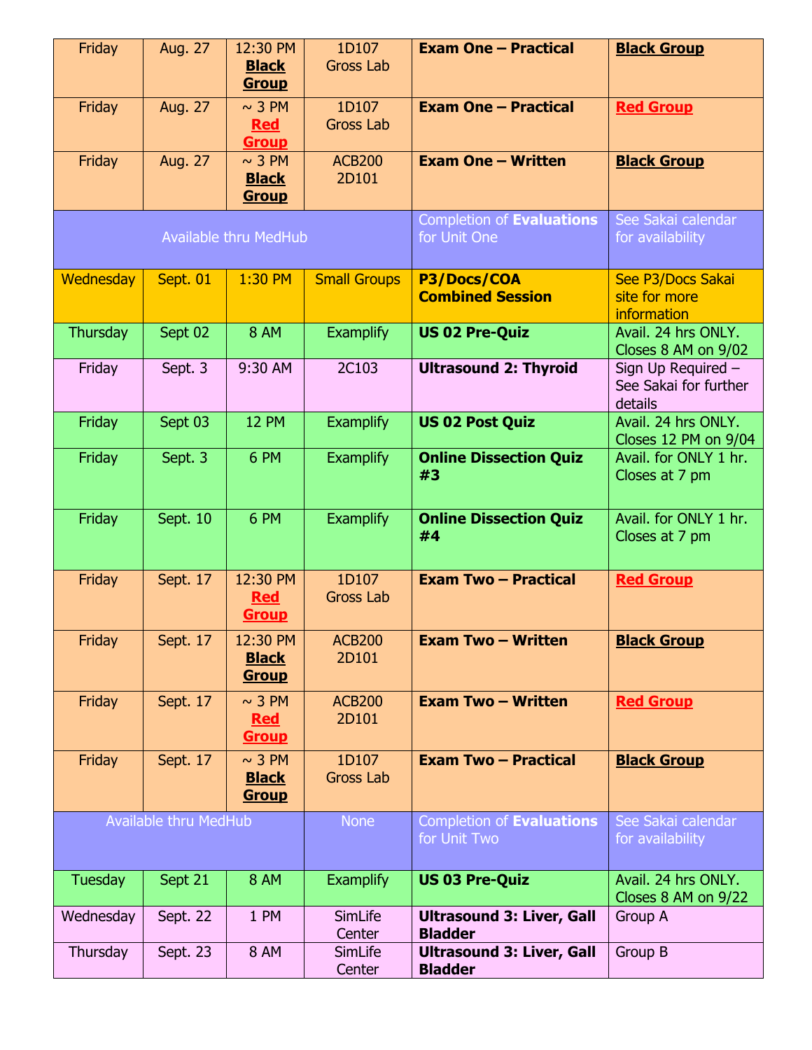| | | | | | |
|---|---|---|---|---|---|
| Friday | Aug. 27 | 12:30 PM **Black Group** | 1D107 Gross Lab | **Exam One – Practical** | **Black Group** |
| Friday | Aug. 27 | ~ 3 PM **Red Group** | 1D107 Gross Lab | **Exam One – Practical** | **Red Group** |
| Friday | Aug. 27 | ~ 3 PM **Black Group** | ACB200 2D101 | **Exam One – Written** | **Black Group** |
| Available thru MedHub | | | | Completion of **Evaluations** for Unit One | See Sakai calendar for availability |
| Wednesday | Sept. 01 | 1:30 PM | Small Groups | **P3/Docs/COA Combined Session** | See P3/Docs Sakai site for more information |
| Thursday | Sept 02 | 8 AM | Examplify | **US 02 Pre-Quiz** | Avail. 24 hrs ONLY. Closes 8 AM on 9/02 |
| Friday | Sept. 3 | 9:30 AM | 2C103 | **Ultrasound 2: Thyroid** | Sign Up Required – See Sakai for further details |
| Friday | Sept 03 | 12 PM | Examplify | **US 02 Post Quiz** | Avail. 24 hrs ONLY. Closes 12 PM on 9/04 |
| Friday | Sept. 3 | 6 PM | Examplify | **Online Dissection Quiz #3** | Avail. for ONLY 1 hr. Closes at 7 pm |
| Friday | Sept. 10 | 6 PM | Examplify | **Online Dissection Quiz #4** | Avail. for ONLY 1 hr. Closes at 7 pm |
| Friday | Sept. 17 | 12:30 PM **Red Group** | 1D107 Gross Lab | **Exam Two – Practical** | **Red Group** |
| Friday | Sept. 17 | 12:30 PM **Black Group** | ACB200 2D101 | **Exam Two – Written** | **Black Group** |
| Friday | Sept. 17 | ~ 3 PM **Red Group** | ACB200 2D101 | **Exam Two – Written** | **Red Group** |
| Friday | Sept. 17 | ~ 3 PM **Black Group** | 1D107 Gross Lab | **Exam Two – Practical** | **Black Group** |
| Available thru MedHub | | | None | Completion of **Evaluations** for Unit Two | See Sakai calendar for availability |
| Tuesday | Sept 21 | 8 AM | Examplify | **US 03 Pre-Quiz** | Avail. 24 hrs ONLY. Closes 8 AM on 9/22 |
| Wednesday | Sept. 22 | 1 PM | SimLife Center | **Ultrasound 3: Liver, Gall Bladder** | Group A |
| Thursday | Sept. 23 | 8 AM | SimLife Center | **Ultrasound 3: Liver, Gall Bladder** | Group B |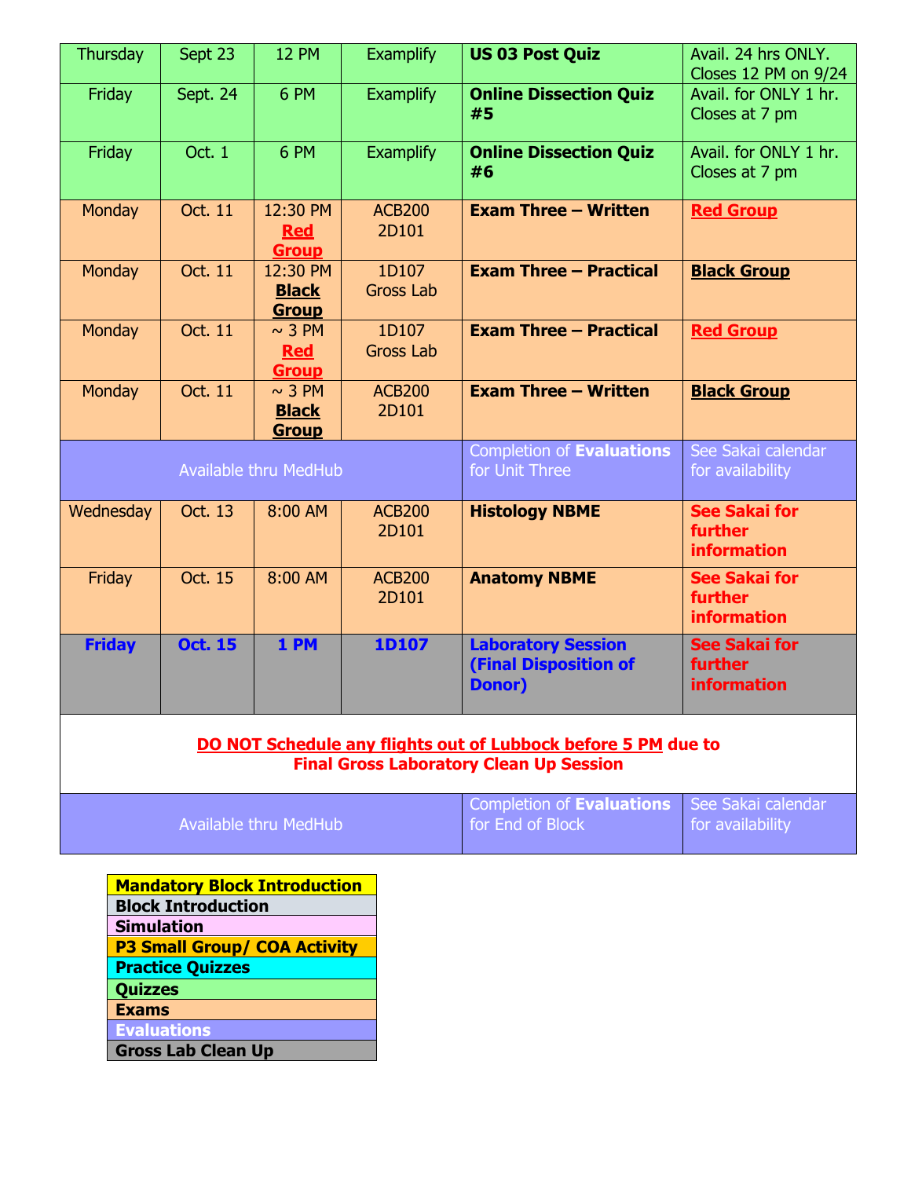| | | | | | |
|---|---|---|---|---|---|
| Thursday | Sept 23 | 12 PM | Examplify | **US 03 Post Quiz** | Avail. 24 hrs ONLY. Closes 12 PM on 9/24 |
| Friday | Sept. 24 | 6 PM | Examplify | **Online Dissection Quiz #5** | Avail. for ONLY 1 hr. Closes at 7 pm |
| Friday | Oct. 1 | 6 PM | Examplify | **Online Dissection Quiz #6** | Avail. for ONLY 1 hr. Closes at 7 pm |
| Monday | Oct. 11 | 12:30 PM **Red Group** | ACB200 2D101 | **Exam Three – Written** | **Red Group** |
| Monday | Oct. 11 | 12:30 PM **Black Group** | 1D107 Gross Lab | **Exam Three – Practical** | **Black Group** |
| Monday | Oct. 11 | ~ 3 PM **Red Group** | 1D107 Gross Lab | **Exam Three – Practical** | **Red Group** |
| Monday | Oct. 11 | ~ 3 PM **Black Group** | ACB200 2D101 | **Exam Three – Written** | **Black Group** |
| Available thru MedHub | | | | Completion of **Evaluations** for Unit Three | See Sakai calendar for availability |
| Wednesday | Oct. 13 | 8:00 AM | ACB200 2D101 | **Histology NBME** | **See Sakai for further information** |
| Friday | Oct. 15 | 8:00 AM | ACB200 2D101 | **Anatomy NBME** | **See Sakai for further information** |
| **Friday** | **Oct. 15** | **1 PM** | **1D107** | **Laboratory Session (Final Disposition of Donor)** | **See Sakai for further information** |
| **DO NOT Schedule any flights out of Lubbock before 5 PM due to Final Gross Laboratory Clean Up Session** | | | | | |
| Available thru MedHub | | | | Completion of **Evaluations** for End of Block | See Sakai calendar for availability |

| |
|---|
| **Mandatory Block Introduction** |
| **Block Introduction** |
| **Simulation** |
| **P3 Small Group/ COA Activity** |
| **Practice Quizzes** |
| **Quizzes** |
| **Exams** |
| **Evaluations** |
| **Gross Lab Clean Up** |